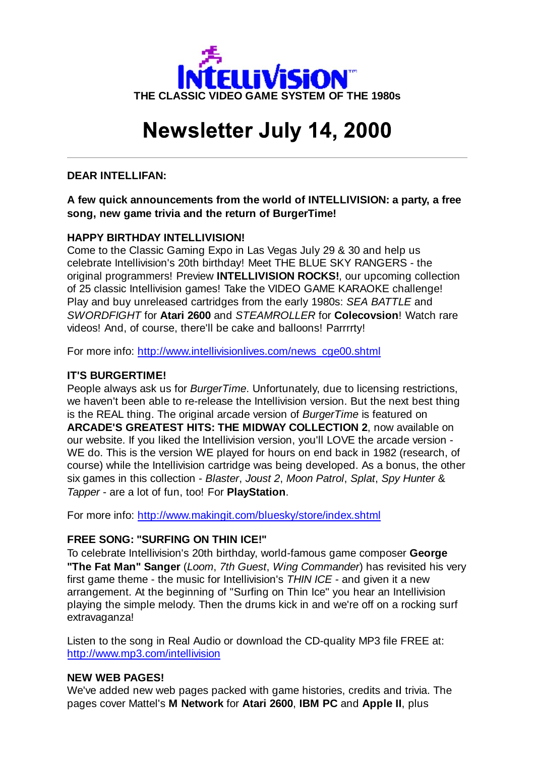INTELLIVISION™

THE CLASSIC VIDEO GAME SYSTEM OF THE 1980s

# Newsletter July 14, 2000

---

**DEAR INTELLIFAN:**

**A few quick announcements from the world of INTELLIVISION: a party, a free song, new game trivia and the return of BurgerTime!**

**HAPPY BIRTHDAY INTELLIVISION!**
Come to the Classic Gaming Expo in Las Vegas July 29 & 30 and help us celebrate Intellivision's 20th birthday! Meet THE BLUE SKY RANGERS - the original programmers! Preview **INTELLIVISION ROCKS!**, our upcoming collection of 25 classic Intellivision games! Take the VIDEO GAME KARAOKE challenge! Play and buy unreleased cartridges from the early 1980s: *SEA BATTLE* and *SWORDFIGHT* for **Atari 2600** and *STEAMROLLER* for **Colecovsion**! Watch rare videos! And, of course, there'll be cake and balloons! Parrrrty!

For more info: http://www.intellivisionlives.com/news_cge00.shtml

**IT'S BURGERTIME!**
People always ask us for *BurgerTime*. Unfortunately, due to licensing restrictions, we haven't been able to re-release the Intellivision version. But the next best thing is the REAL thing. The original arcade version of *BurgerTime* is featured on **ARCADE'S GREATEST HITS: THE MIDWAY COLLECTION 2**, now available on our website. If you liked the Intellivision version, you'll LOVE the arcade version - WE do. This is the version WE played for hours on end back in 1982 (research, of course) while the Intellivision cartridge was being developed. As a bonus, the other six games in this collection - *Blaster*, *Joust 2*, *Moon Patrol*, *Splat*, *Spy Hunter* & *Tapper* - are a lot of fun, too! For **PlayStation**.

For more info: http://www.makingit.com/bluesky/store/index.shtml

**FREE SONG: "SURFING ON THIN ICE!"**
To celebrate Intellivision's 20th birthday, world-famous game composer **George "The Fat Man" Sanger** (*Loom*, *7th Guest*, *Wing Commander*) has revisited his very first game theme - the music for Intellivision's *THIN ICE* - and given it a new arrangement. At the beginning of "Surfing on Thin Ice" you hear an Intellivision playing the simple melody. Then the drums kick in and we're off on a rocking surf extravaganza!

Listen to the song in Real Audio or download the CD-quality MP3 file FREE at: http://www.mp3.com/intellivision

**NEW WEB PAGES!**
We've added new web pages packed with game histories, credits and trivia. The pages cover Mattel's **M Network** for **Atari 2600**, **IBM PC** and **Apple II**, plus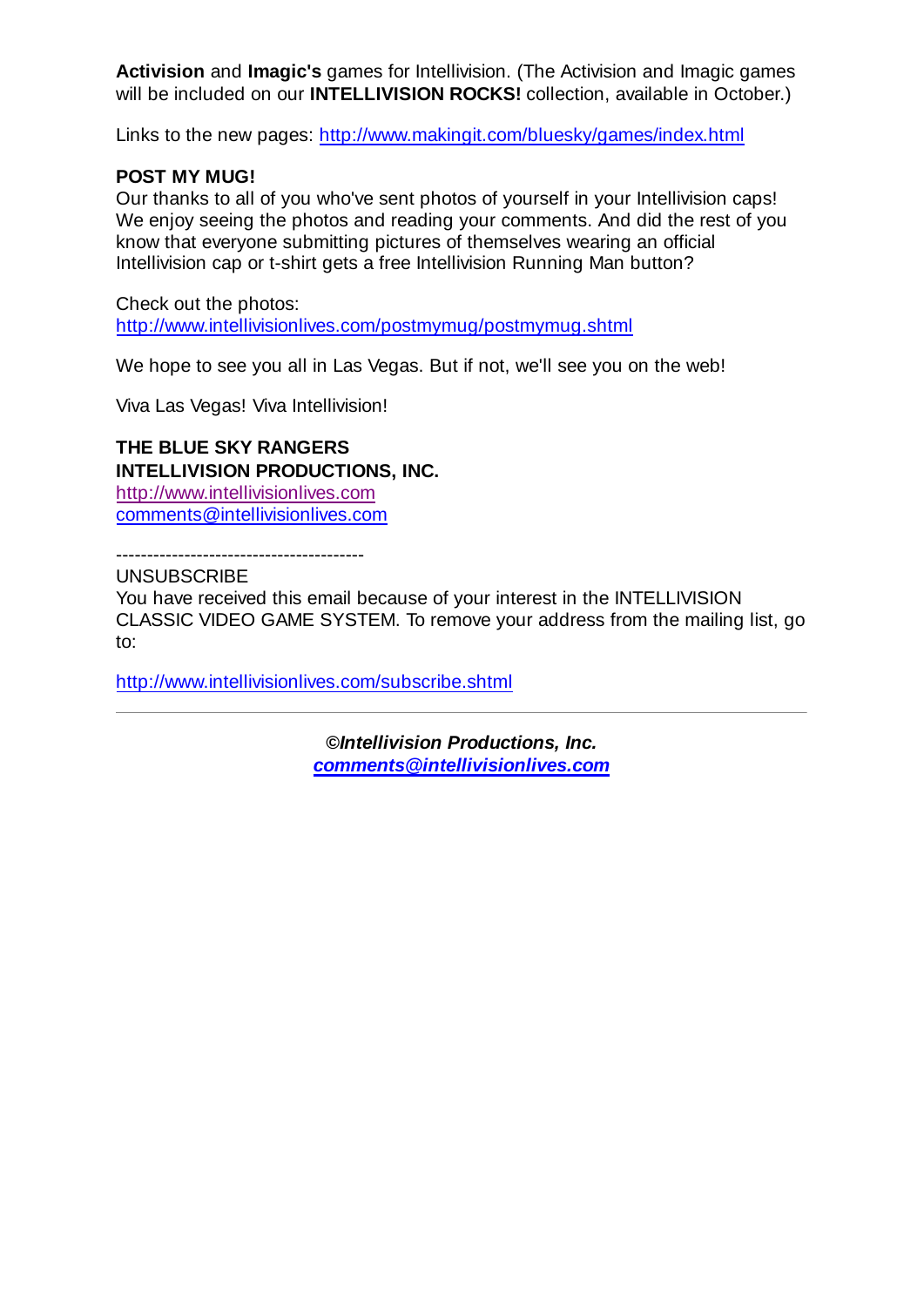**Activision** and **Imagic's** games for Intellivision. (The Activision and Imagic games will be included on our **INTELLIVISION ROCKS!** collection, available in October.)

Links to the new pages: http://www.makingit.com/bluesky/games/index.html

**POST MY MUG!**
Our thanks to all of you who've sent photos of yourself in your Intellivision caps! We enjoy seeing the photos and reading your comments. And did the rest of you know that everyone submitting pictures of themselves wearing an official Intellivision cap or t-shirt gets a free Intellivision Running Man button?

Check out the photos:
http://www.intellivisionlives.com/postmymug/postmymug.shtml

We hope to see you all in Las Vegas. But if not, we'll see you on the web!

Viva Las Vegas! Viva Intellivision!

**THE BLUE SKY RANGERS**
**INTELLIVISION PRODUCTIONS, INC.**
http://www.intellivisionlives.com
comments@intellivisionlives.com

----------------------------------------
UNSUBSCRIBE
You have received this email because of your interest in the INTELLIVISION CLASSIC VIDEO GAME SYSTEM. To remove your address from the mailing list, go to:

http://www.intellivisionlives.com/subscribe.shtml

---

***©Intellivision Productions, Inc.***
***comments@intellivisionlives.com***